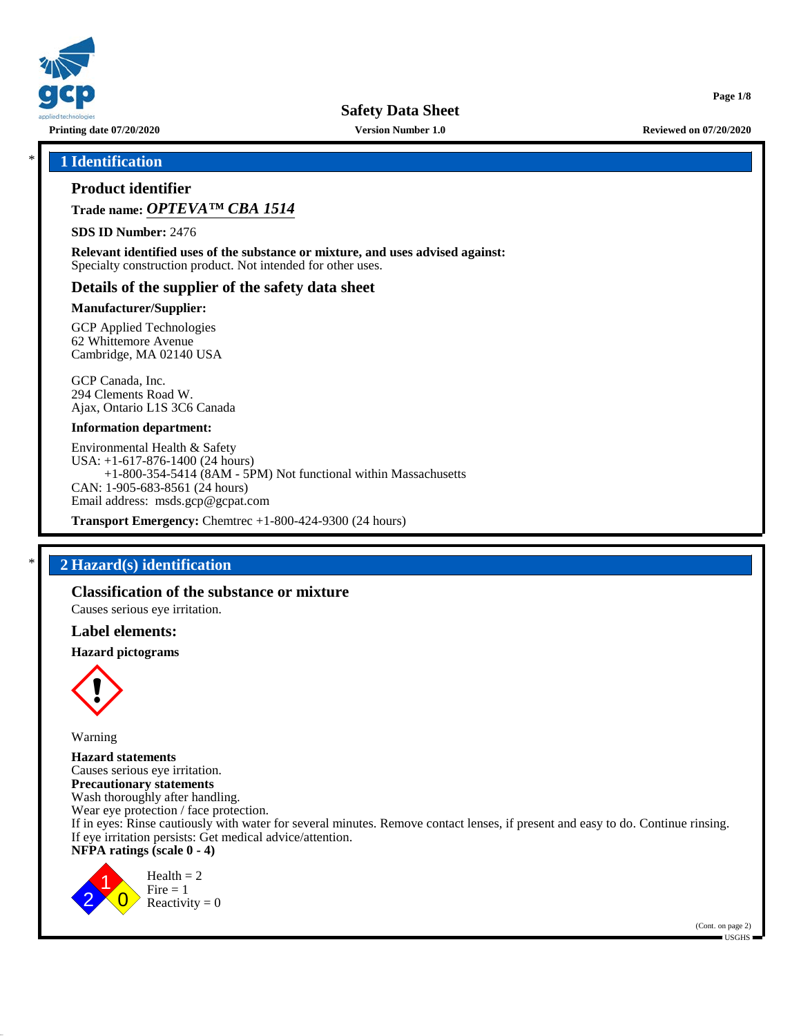**Safety Data Sheet**

Printing date 07/20/2020 | Version Number 1.0 | Reviewed on 07/20/2020

## 1 Identification

### Product identifier

**Trade name:** ***OPTEVA™ CBA 1514***

**SDS ID Number:** 2476

**Relevant identified uses of the substance or mixture, and uses advised against:**
Specialty construction product. Not intended for other uses.

### Details of the supplier of the safety data sheet

**Manufacturer/Supplier:**

GCP Applied Technologies
62 Whittemore Avenue
Cambridge, MA 02140 USA

GCP Canada, Inc.
294 Clements Road W.
Ajax, Ontario L1S 3C6 Canada

**Information department:**

Environmental Health & Safety
USA: +1-617-876-1400 (24 hours)
+1-800-354-5414 (8AM - 5PM) Not functional within Massachusetts
CAN: 1-905-683-8561 (24 hours)
Email address: msds.gcp@gcpat.com

**Transport Emergency:** Chemtrec +1-800-424-9300 (24 hours)

## 2 Hazard(s) identification

### Classification of the substance or mixture

Causes serious eye irritation.

### Label elements:

**Hazard pictograms**

Warning

**Hazard statements**
Causes serious eye irritation.
**Precautionary statements**
Wash thoroughly after handling.
Wear eye protection / face protection.
If in eyes: Rinse cautiously with water for several minutes. Remove contact lenses, if present and easy to do. Continue rinsing.
If eye irritation persists: Get medical advice/attention.
**NFPA ratings (scale 0 - 4)**

Health = 2
Fire = 1
Reactivity = 0

(Cont. on page 2)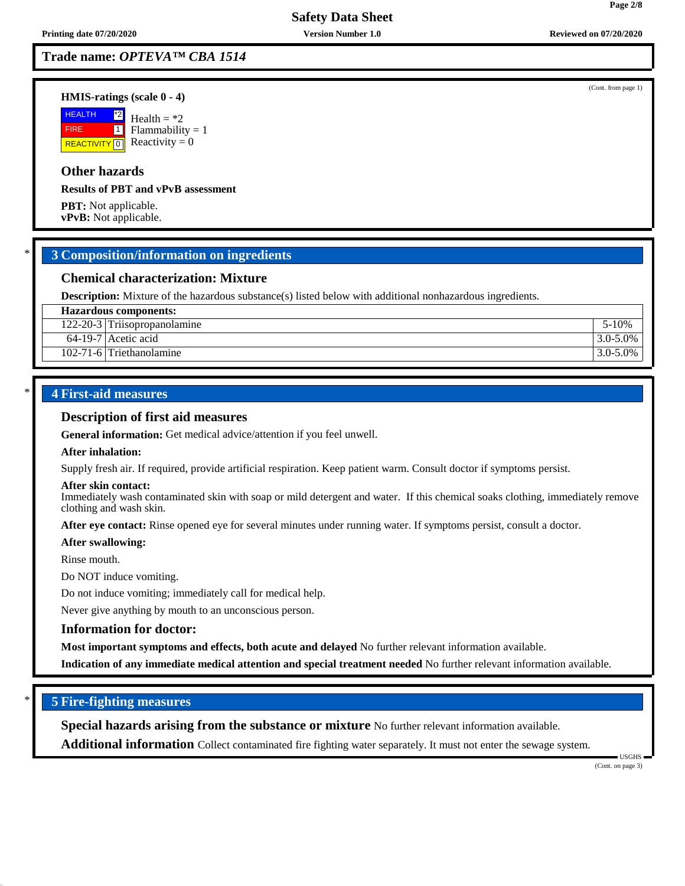**Trade name: *OPTEVA™ CBA 1514***

(Cont. from page 1)

**HMIS-ratings (scale 0 - 4)**

| | |
|---|---|
| HEALTH | *2 |
| FIRE | 1 |
| REACTIVITY | 0 |

Health = *2
Flammability = 1
Reactivity = 0

### Other hazards

**Results of PBT and vPvB assessment**

**PBT:** Not applicable.
**vPvB:** Not applicable.

## 3 Composition/information on ingredients

### Chemical characterization: Mixture

**Description:** Mixture of the hazardous substance(s) listed below with additional nonhazardous ingredients.

| Hazardous components: | | |
|---|---|---|
| 122-20-3 | Triisopropanolamine | 5-10% |
| 64-19-7 | Acetic acid | 3.0-5.0% |
| 102-71-6 | Triethanolamine | 3.0-5.0% |

## 4 First-aid measures

### Description of first aid measures

**General information:** Get medical advice/attention if you feel unwell.

**After inhalation:**

Supply fresh air. If required, provide artificial respiration. Keep patient warm. Consult doctor if symptoms persist.

**After skin contact:**
Immediately wash contaminated skin with soap or mild detergent and water. If this chemical soaks clothing, immediately remove clothing and wash skin.

**After eye contact:** Rinse opened eye for several minutes under running water. If symptoms persist, consult a doctor.

**After swallowing:**

Rinse mouth.

Do NOT induce vomiting.

Do not induce vomiting; immediately call for medical help.

Never give anything by mouth to an unconscious person.

### Information for doctor:

**Most important symptoms and effects, both acute and delayed** No further relevant information available.

**Indication of any immediate medical attention and special treatment needed** No further relevant information available.

## 5 Fire-fighting measures

**Special hazards arising from the substance or mixture** No further relevant information available.

**Additional information** Collect contaminated fire fighting water separately. It must not enter the sewage system.

(Cont. on page 3)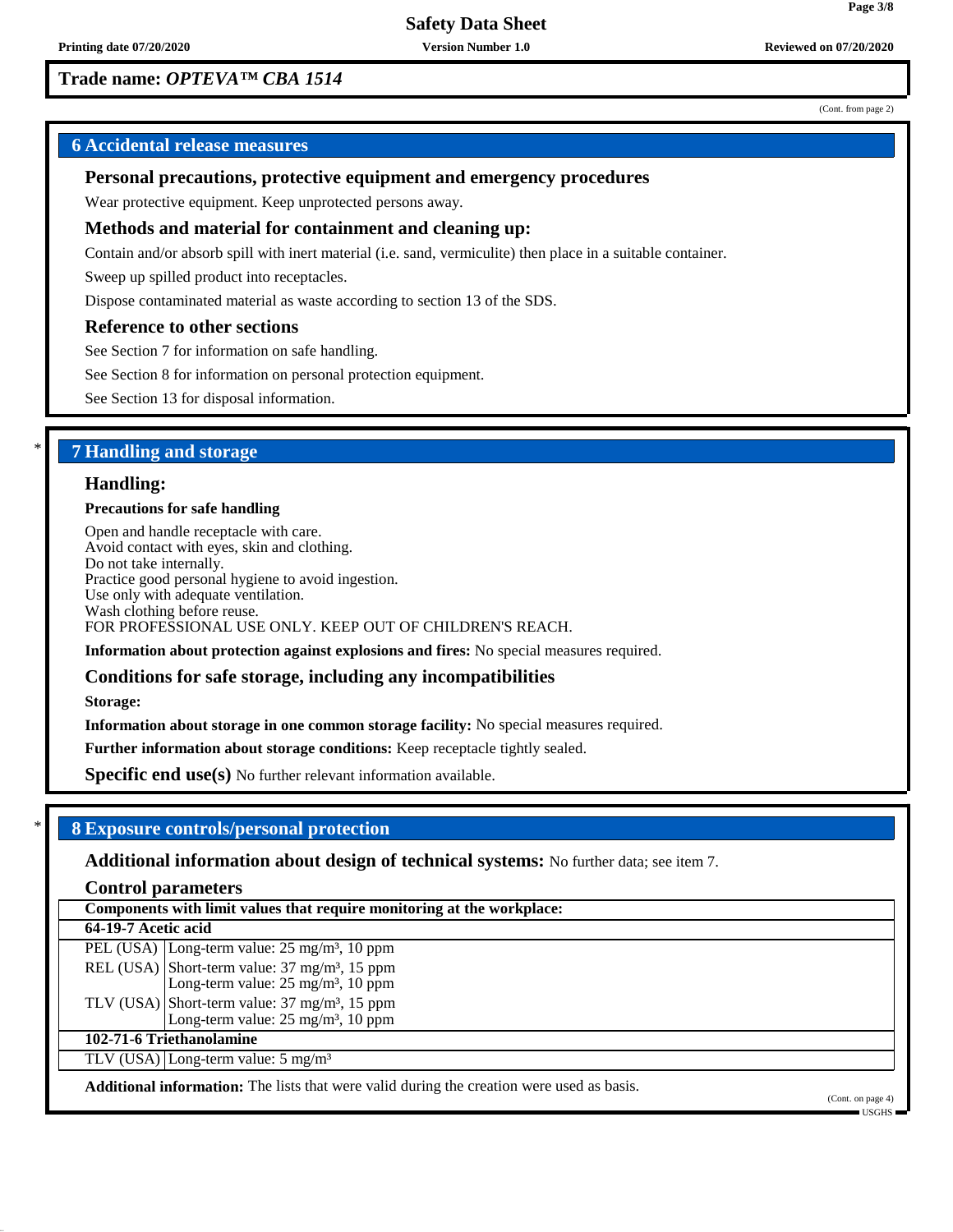**Trade name: *OPTEVA™ CBA 1514***

(Cont. from page 2)

## 6 Accidental release measures

### Personal precautions, protective equipment and emergency procedures

Wear protective equipment. Keep unprotected persons away.

### Methods and material for containment and cleaning up:

Contain and/or absorb spill with inert material (i.e. sand, vermiculite) then place in a suitable container.

Sweep up spilled product into receptacles.

Dispose contaminated material as waste according to section 13 of the SDS.

### Reference to other sections

See Section 7 for information on safe handling.

See Section 8 for information on personal protection equipment.

See Section 13 for disposal information.

\* 

## 7 Handling and storage

### Handling:

**Precautions for safe handling**

Open and handle receptacle with care.
Avoid contact with eyes, skin and clothing.
Do not take internally.
Practice good personal hygiene to avoid ingestion.
Use only with adequate ventilation.
Wash clothing before reuse.
FOR PROFESSIONAL USE ONLY. KEEP OUT OF CHILDREN'S REACH.

**Information about protection against explosions and fires:** No special measures required.

### Conditions for safe storage, including any incompatibilities

**Storage:**

**Information about storage in one common storage facility:** No special measures required.

**Further information about storage conditions:** Keep receptacle tightly sealed.

**Specific end use(s)** No further relevant information available.

\* 

## 8 Exposure controls/personal protection

**Additional information about design of technical systems:** No further data; see item 7.

### Control parameters

| Components with limit values that require monitoring at the workplace: | |
|---|---|
| **64-19-7 Acetic acid** | |
| PEL (USA) | Long-term value: 25 mg/m³, 10 ppm |
| REL (USA) | Short-term value: 37 mg/m³, 15 ppm<br>Long-term value: 25 mg/m³, 10 ppm |
| TLV (USA) | Short-term value: 37 mg/m³, 15 ppm<br>Long-term value: 25 mg/m³, 10 ppm |
| **102-71-6 Triethanolamine** | |
| TLV (USA) | Long-term value: 5 mg/m³ |

**Additional information:** The lists that were valid during the creation were used as basis.

(Cont. on page 4)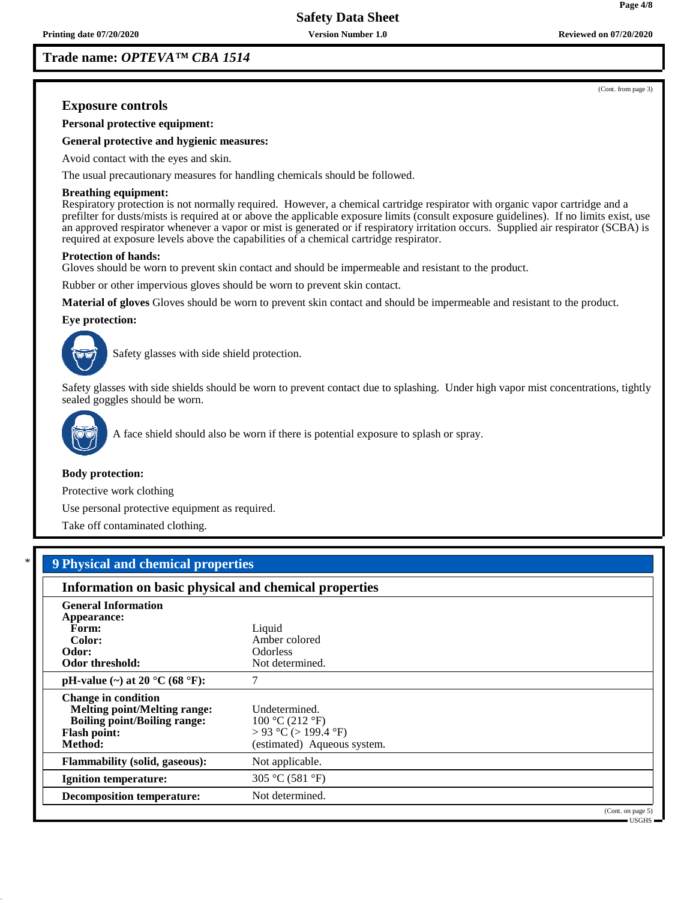**Trade name: *OPTEVA™ CBA 1514***

(Cont. from page 3)

### Exposure controls

**Personal protective equipment:**

**General protective and hygienic measures:**

Avoid contact with the eyes and skin.

The usual precautionary measures for handling chemicals should be followed.

**Breathing equipment:**
Respiratory protection is not normally required. However, a chemical cartridge respirator with organic vapor cartridge and a prefilter for dusts/mists is required at or above the applicable exposure limits (consult exposure guidelines). If no limits exist, use an approved respirator whenever a vapor or mist is generated or if respiratory irritation occurs. Supplied air respirator (SCBA) is required at exposure levels above the capabilities of a chemical cartridge respirator.

**Protection of hands:**
Gloves should be worn to prevent skin contact and should be impermeable and resistant to the product.

Rubber or other impervious gloves should be worn to prevent skin contact.

**Material of gloves** Gloves should be worn to prevent skin contact and should be impermeable and resistant to the product.

**Eye protection:**

Safety glasses with side shield protection.

Safety glasses with side shields should be worn to prevent contact due to splashing. Under high vapor mist concentrations, tightly sealed goggles should be worn.

A face shield should also be worn if there is potential exposure to splash or spray.

**Body protection:**

Protective work clothing

Use personal protective equipment as required.

Take off contaminated clothing.

## * 9 Physical and chemical properties

### Information on basic physical and chemical properties

| | |
|---|---|
| **General Information** | |
| **Appearance:** | |
| **Form:** | Liquid |
| **Color:** | Amber colored |
| **Odor:** | Odorless |
| **Odor threshold:** | Not determined. |
| **pH-value (~) at 20 °C (68 °F):** | 7 |
| **Change in condition** | |
| **Melting point/Melting range:** | Undetermined. |
| **Boiling point/Boiling range:** | 100 °C (212 °F) |
| **Flash point:** | > 93 °C (> 199.4 °F) |
| **Method:** | (estimated) Aqueous system. |
| **Flammability (solid, gaseous):** | Not applicable. |
| **Ignition temperature:** | 305 °C (581 °F) |
| **Decomposition temperature:** | Not determined. |

(Cont. on page 5)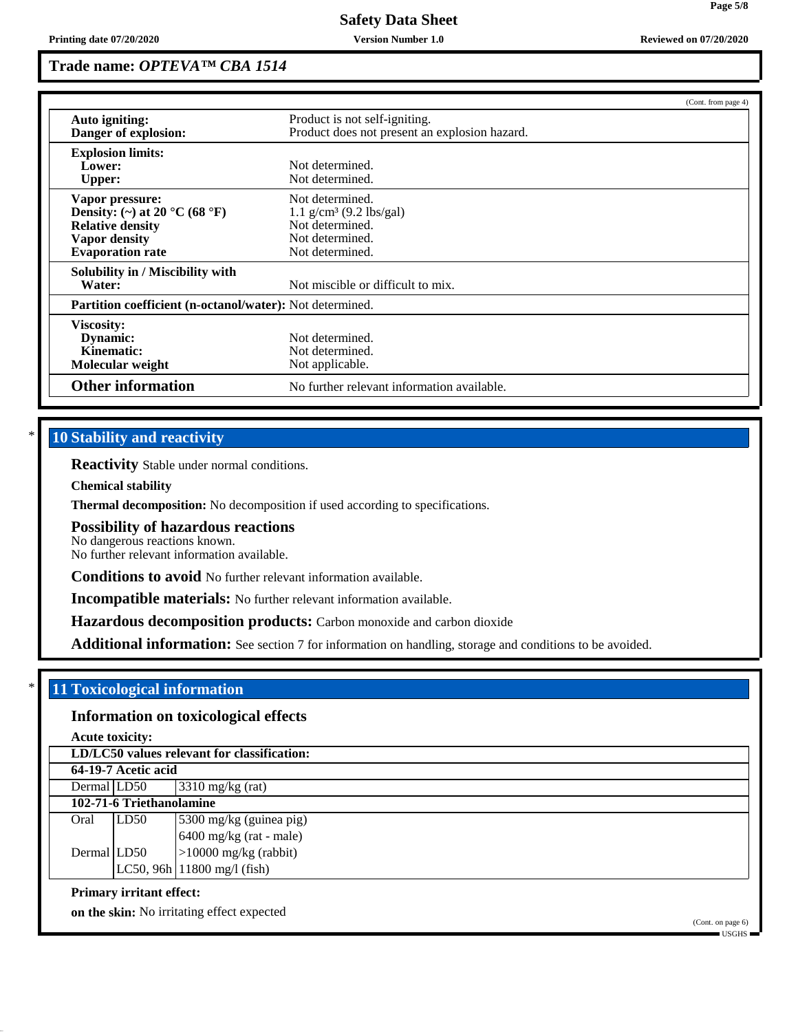**Trade name: *OPTEVA™ CBA 1514***

(Cont. from page 4)

| | |
|---|---|
| **Auto igniting:** | Product is not self-igniting. |
| **Danger of explosion:** | Product does not present an explosion hazard. |
| **Explosion limits:** | |
| **Lower:** | Not determined. |
| **Upper:** | Not determined. |
| **Vapor pressure:** | Not determined. |
| **Density: (~) at 20 °C (68 °F)** | 1.1 g/cm³ (9.2 lbs/gal) |
| **Relative density** | Not determined. |
| **Vapor density** | Not determined. |
| **Evaporation rate** | Not determined. |
| **Solubility in / Miscibility with** | |
| **Water:** | Not miscible or difficult to mix. |
| **Partition coefficient (n-octanol/water):** | Not determined. |
| **Viscosity:** | |
| **Dynamic:** | Not determined. |
| **Kinematic:** | Not determined. |
| **Molecular weight** | Not applicable. |
| **Other information** | No further relevant information available. |

\* 

## 10 Stability and reactivity

**Reactivity** Stable under normal conditions.

**Chemical stability**

**Thermal decomposition:** No decomposition if used according to specifications.

**Possibility of hazardous reactions**
No dangerous reactions known.
No further relevant information available.

**Conditions to avoid** No further relevant information available.

**Incompatible materials:** No further relevant information available.

**Hazardous decomposition products:** Carbon monoxide and carbon dioxide

**Additional information:** See section 7 for information on handling, storage and conditions to be avoided.

\* 

## 11 Toxicological information

### Information on toxicological effects

**Acute toxicity:**

| **LD/LC50 values relevant for classification:** | | |
|---|---|---|
| **64-19-7 Acetic acid** | | |
| Dermal | LD50 | 3310 mg/kg (rat) |
| **102-71-6 Triethanolamine** | | |
| Oral | LD50 | 5300 mg/kg (guinea pig) |
| | | 6400 mg/kg (rat - male) |
| Dermal | LD50 | >10000 mg/kg (rabbit) |
| | LC50, 96h | 11800 mg/l (fish) |

**Primary irritant effect:**

**on the skin:** No irritating effect expected

(Cont. on page 6)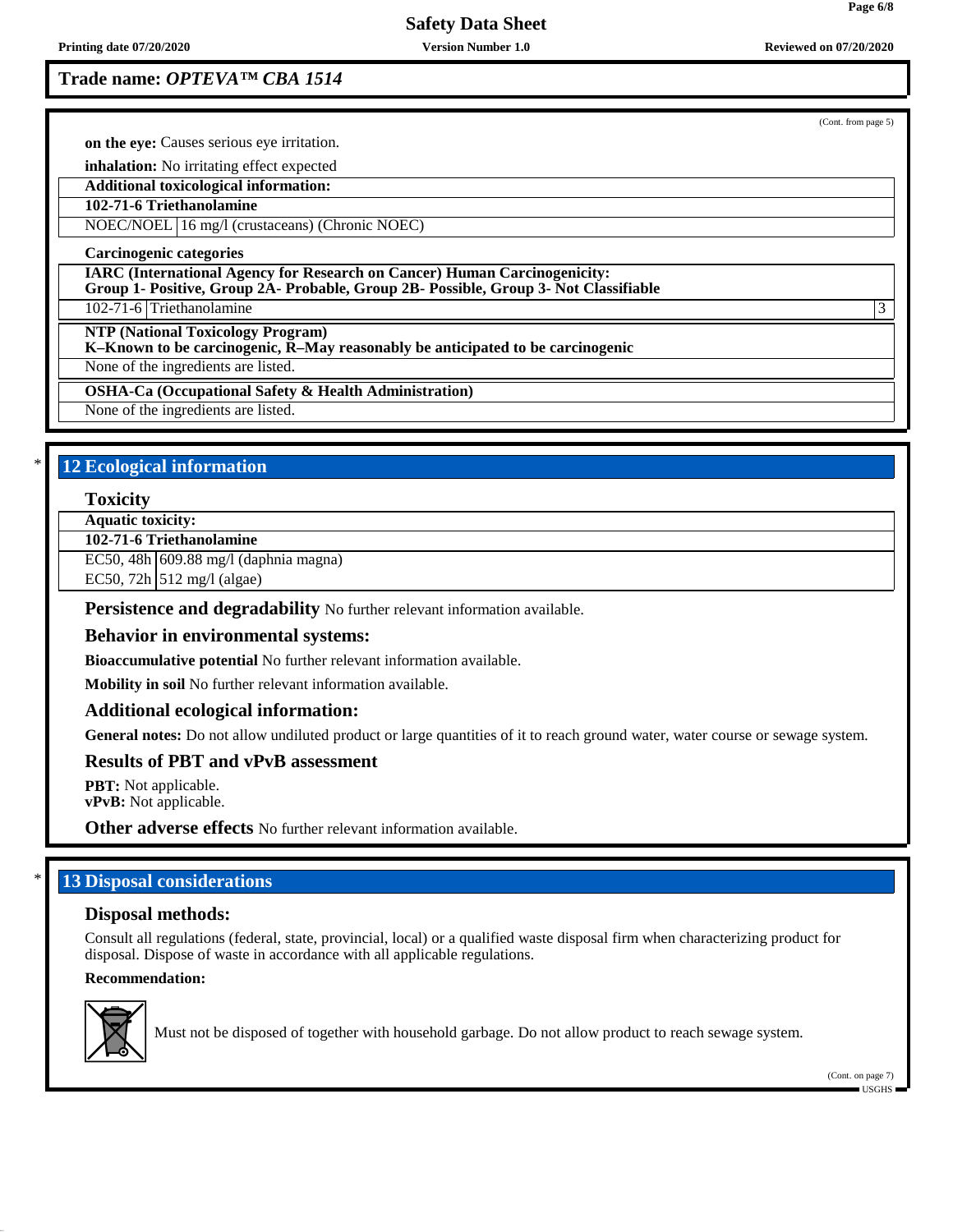**Trade name:** ***OPTEVA™ CBA 1514***

(Cont. from page 5)

**on the eye:** Causes serious eye irritation.

**inhalation:** No irritating effect expected

| **Additional toxicological information:** | |
|---|---|
| **102-71-6 Triethanolamine** | |
| NOEC/NOEL | 16 mg/l (crustaceans) (Chronic NOEC) |

**Carcinogenic categories**

| **IARC (International Agency for Research on Cancer) Human Carcinogenicity: Group 1- Positive, Group 2A- Probable, Group 2B- Possible, Group 3- Not Classifiable** | | |
|---|---|---|
| 102-71-6 | Triethanolamine | 3 |

| **NTP (National Toxicology Program) K–Known to be carcinogenic, R–May reasonably be anticipated to be carcinogenic** |
|---|
| None of the ingredients are listed. |

| **OSHA-Ca (Occupational Safety & Health Administration)** |
|---|
| None of the ingredients are listed. |

## * 12 Ecological information

### Toxicity

| **Aquatic toxicity:** | |
|---|---|
| **102-71-6 Triethanolamine** | |
| EC50, 48h | 609.88 mg/l (daphnia magna) |
| EC50, 72h | 512 mg/l (algae) |

**Persistence and degradability** No further relevant information available.

### Behavior in environmental systems:

**Bioaccumulative potential** No further relevant information available.

**Mobility in soil** No further relevant information available.

### Additional ecological information:

**General notes:** Do not allow undiluted product or large quantities of it to reach ground water, water course or sewage system.

### Results of PBT and vPvB assessment

**PBT:** Not applicable.
**vPvB:** Not applicable.

**Other adverse effects** No further relevant information available.

## * 13 Disposal considerations

### Disposal methods:

Consult all regulations (federal, state, provincial, local) or a qualified waste disposal firm when characterizing product for disposal. Dispose of waste in accordance with all applicable regulations.

**Recommendation:**

Must not be disposed of together with household garbage. Do not allow product to reach sewage system.

(Cont. on page 7)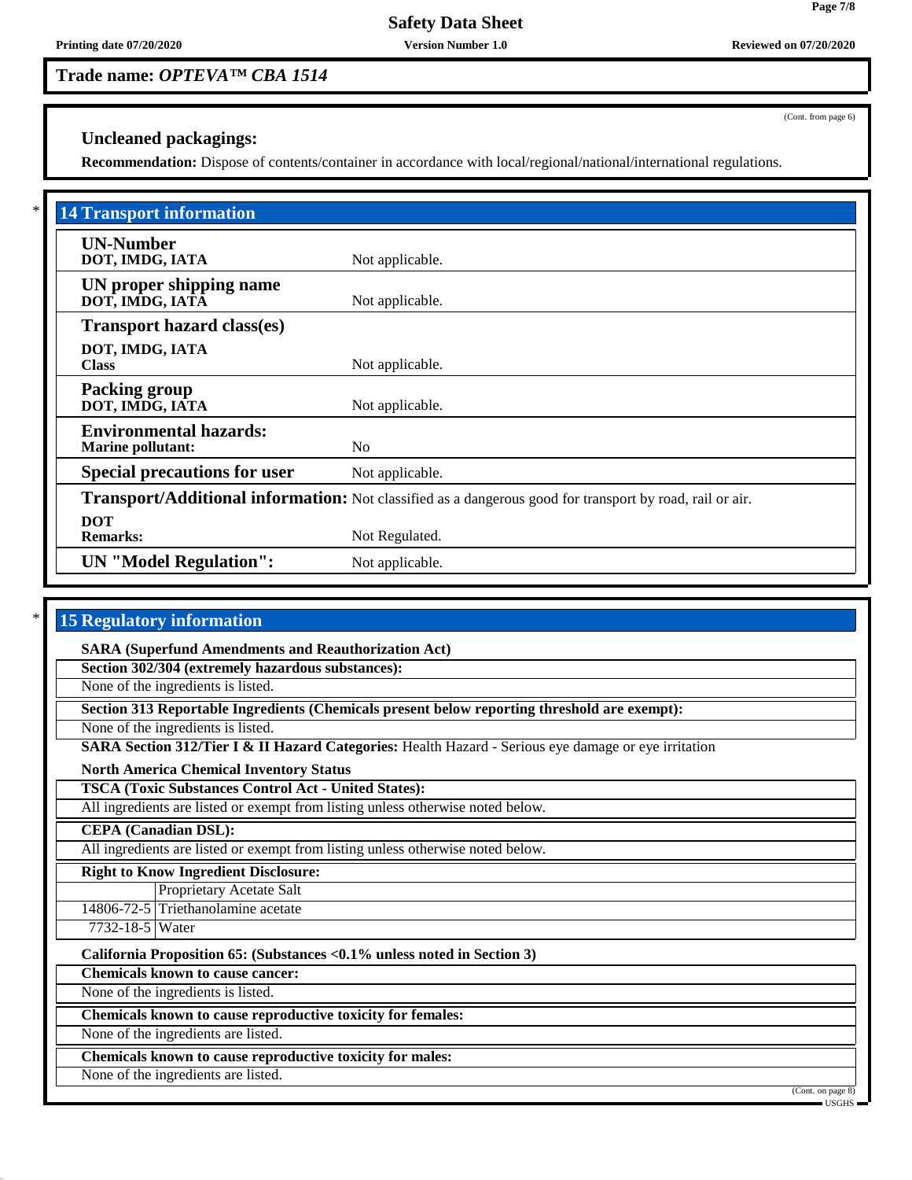**Trade name: *OPTEVA™ CBA 1514***

(Cont. from page 6)

### Uncleaned packagings:

**Recommendation:** Dispose of contents/container in accordance with local/regional/national/international regulations.

## 14 Transport information

| | |
|---|---|
| **UN-Number**<br>**DOT, IMDG, IATA** | Not applicable. |
| **UN proper shipping name**<br>**DOT, IMDG, IATA** | Not applicable. |
| **Transport hazard class(es)**<br>**DOT, IMDG, IATA**<br>**Class** | Not applicable. |
| **Packing group**<br>**DOT, IMDG, IATA** | Not applicable. |
| **Environmental hazards:**<br>**Marine pollutant:** | No |
| **Special precautions for user** | Not applicable. |
| **Transport/Additional information:** | Not classified as a dangerous good for transport by road, rail or air. |
| **DOT**<br>**Remarks:** | Not Regulated. |
| **UN "Model Regulation":** | Not applicable. |

## 15 Regulatory information

**SARA (Superfund Amendments and Reauthorization Act)**

**Section 302/304 (extremely hazardous substances):**

None of the ingredients is listed.

**Section 313 Reportable Ingredients (Chemicals present below reporting threshold are exempt):**

None of the ingredients is listed.

**SARA Section 312/Tier I & II Hazard Categories:** Health Hazard - Serious eye damage or eye irritation

**North America Chemical Inventory Status**

**TSCA (Toxic Substances Control Act - United States):**

All ingredients are listed or exempt from listing unless otherwise noted below.

**CEPA (Canadian DSL):**

All ingredients are listed or exempt from listing unless otherwise noted below.

**Right to Know Ingredient Disclosure:**

| | |
|---|---|
| | Proprietary Acetate Salt |
| 14806-72-5 | Triethanolamine acetate |
| 7732-18-5 | Water |

**California Proposition 65: (Substances <0.1% unless noted in Section 3)**

**Chemicals known to cause cancer:**

None of the ingredients is listed.

**Chemicals known to cause reproductive toxicity for females:**

None of the ingredients are listed.

**Chemicals known to cause reproductive toxicity for males:**

None of the ingredients are listed.

(Cont. on page 8)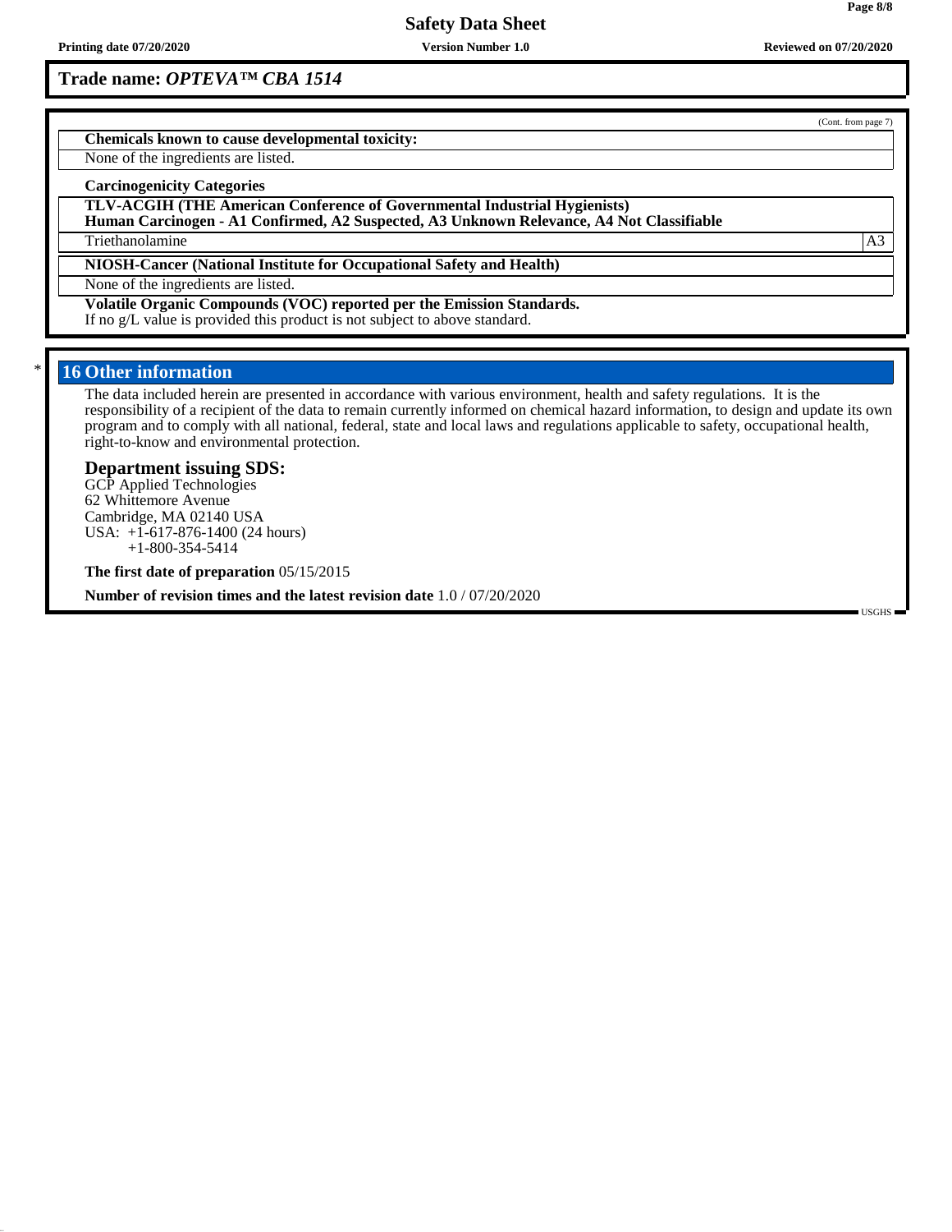(Cont. from page 7)

**Chemicals known to cause developmental toxicity:**

None of the ingredients are listed.

**Carcinogenicity Categories**

**TLV-ACGIH (THE American Conference of Governmental Industrial Hygienists)**
**Human Carcinogen - A1 Confirmed, A2 Suspected, A3 Unknown Relevance, A4 Not Classifiable**

| | |
|---|---|
| Triethanolamine | A3 |

**NIOSH-Cancer (National Institute for Occupational Safety and Health)**

None of the ingredients are listed.

**Volatile Organic Compounds (VOC) reported per the Emission Standards.**
If no g/L value is provided this product is not subject to above standard.

## * 16 Other information

The data included herein are presented in accordance with various environment, health and safety regulations. It is the responsibility of a recipient of the data to remain currently informed on chemical hazard information, to design and update its own program and to comply with all national, federal, state and local laws and regulations applicable to safety, occupational health, right-to-know and environmental protection.

### Department issuing SDS:

GCP Applied Technologies
62 Whittemore Avenue
Cambridge, MA 02140 USA
USA: +1-617-876-1400 (24 hours)
+1-800-354-5414

**The first date of preparation** 05/15/2015

**Number of revision times and the latest revision date** 1.0 / 07/20/2020